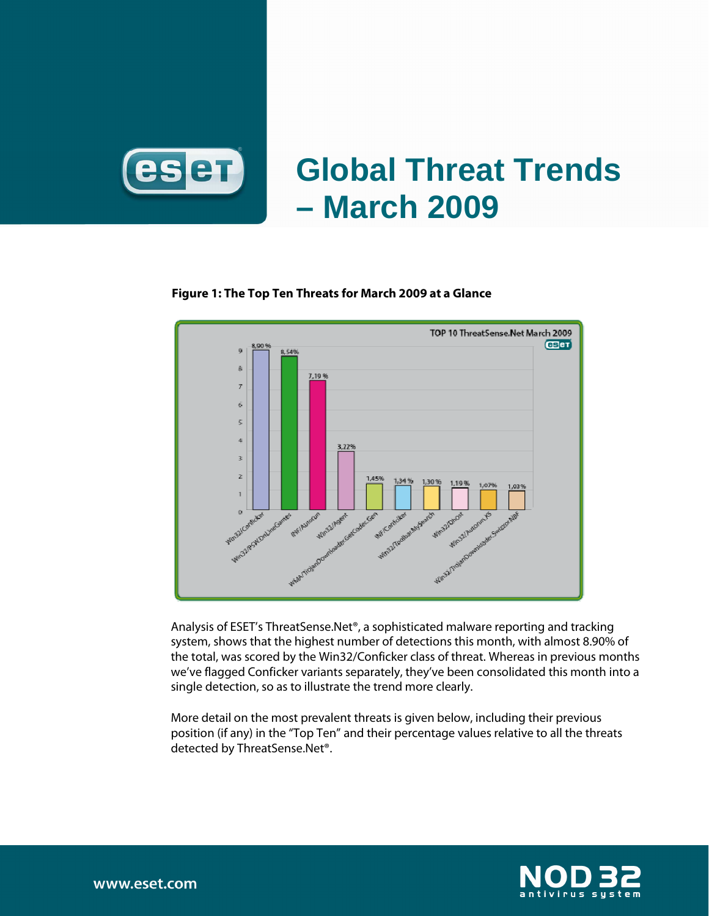# Global Threat Trends – March 2009

**Figure 1: The Top Ten Threats for March 2009 at a Glance**

Analysis of ESET's ThreatSense.Net®, a sophisticated malware reporting and tracking system, shows that the highest number of detections this month, with almost 8.90% of the total, was scored by the Win32/Conficker class of threat. Whereas in previous months we've flagged Conficker variants separately, they've been consolidated this month into a single detection, so as to illustrate the trend more clearly.

More detail on the most prevalent threats is given below, including their previous position (if any) in the "Top Ten" and their percentage values relative to all the threats detected by ThreatSense.Net®.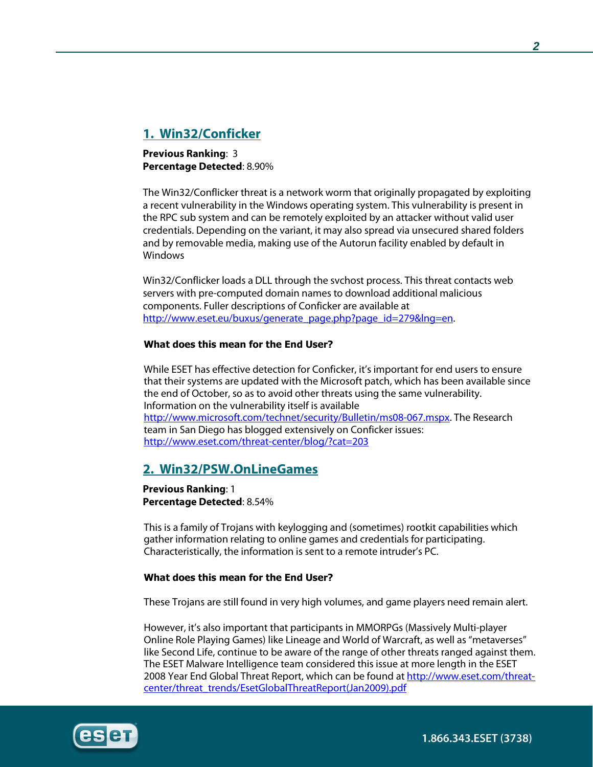## 1. Win32/Conficker

**Previous Ranking**: 3
**Percentage Detected**: 8.90%

The Win32/Conflicker threat is a network worm that originally propagated by exploiting a recent vulnerability in the Windows operating system. This vulnerability is present in the RPC sub system and can be remotely exploited by an attacker without valid user credentials. Depending on the variant, it may also spread via unsecured shared folders and by removable media, making use of the Autorun facility enabled by default in Windows

Win32/Conflicker loads a DLL through the svchost process. This threat contacts web servers with pre-computed domain names to download additional malicious components. Fuller descriptions of Conficker are available at http://www.eset.eu/buxus/generate_page.php?page_id=279&lng=en.

**What does this mean for the End User?**

While ESET has effective detection for Conficker, it's important for end users to ensure that their systems are updated with the Microsoft patch, which has been available since the end of October, so as to avoid other threats using the same vulnerability. Information on the vulnerability itself is available http://www.microsoft.com/technet/security/Bulletin/ms08-067.mspx. The Research team in San Diego has blogged extensively on Conficker issues: http://www.eset.com/threat-center/blog/?cat=203

## 2. Win32/PSW.OnLineGames

**Previous Ranking**: 1
**Percentage Detected**: 8.54%

This is a family of Trojans with keylogging and (sometimes) rootkit capabilities which gather information relating to online games and credentials for participating. Characteristically, the information is sent to a remote intruder's PC.

**What does this mean for the End User?**

These Trojans are still found in very high volumes, and game players need remain alert.

However, it's also important that participants in MMORPGs (Massively Multi-player Online Role Playing Games) like Lineage and World of Warcraft, as well as "metaverses" like Second Life, continue to be aware of the range of other threats ranged against them. The ESET Malware Intelligence team considered this issue at more length in the ESET 2008 Year End Global Threat Report, which can be found at http://www.eset.com/threat-center/threat_trends/EsetGlobalThreatReport(Jan2009).pdf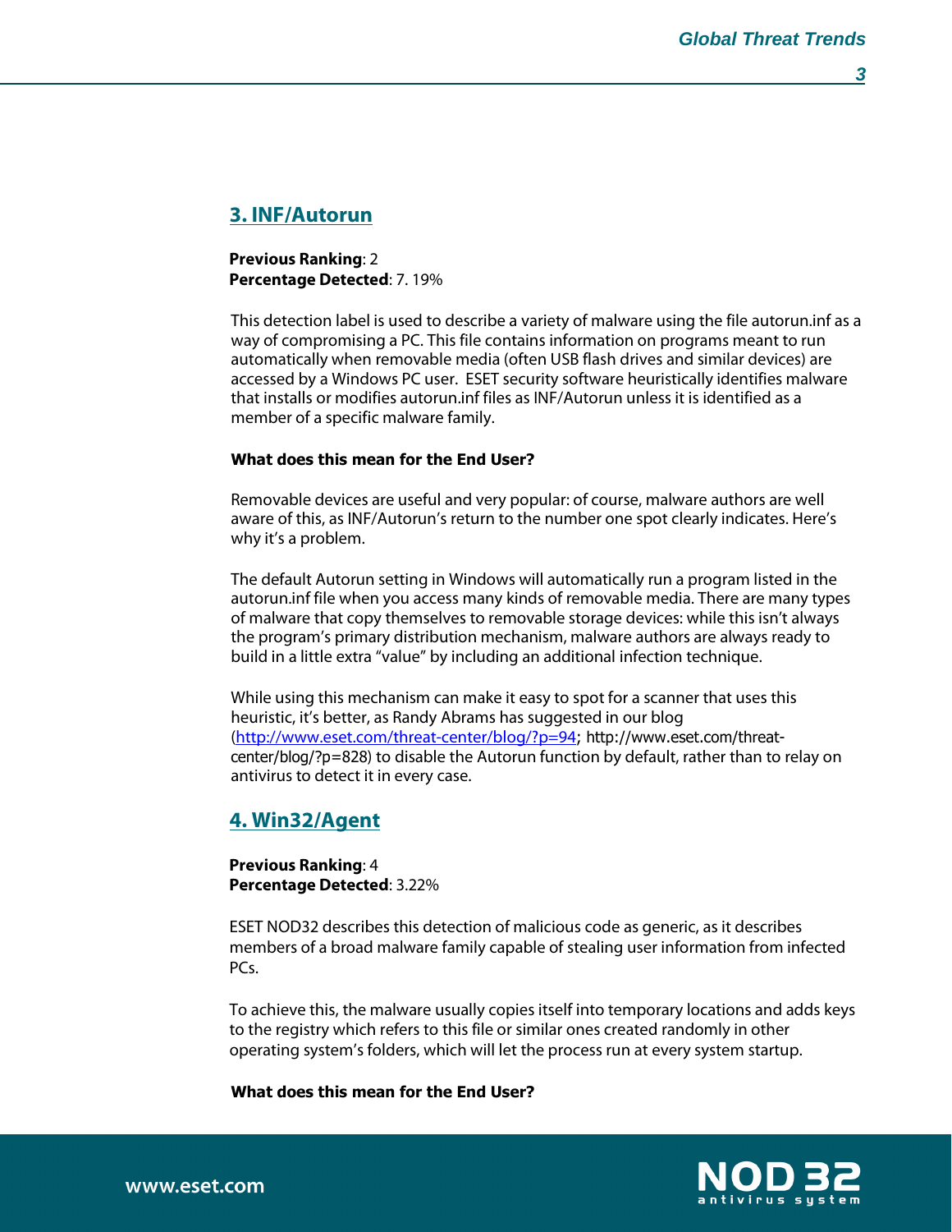## 3. INF/Autorun

**Previous Ranking**: 2
**Percentage Detected**: 7. 19%

This detection label is used to describe a variety of malware using the file autorun.inf as a way of compromising a PC. This file contains information on programs meant to run automatically when removable media (often USB flash drives and similar devices) are accessed by a Windows PC user. ESET security software heuristically identifies malware that installs or modifies autorun.inf files as INF/Autorun unless it is identified as a member of a specific malware family.

**What does this mean for the End User?**

Removable devices are useful and very popular: of course, malware authors are well aware of this, as INF/Autorun's return to the number one spot clearly indicates. Here's why it's a problem.

The default Autorun setting in Windows will automatically run a program listed in the autorun.inf file when you access many kinds of removable media. There are many types of malware that copy themselves to removable storage devices: while this isn't always the program's primary distribution mechanism, malware authors are always ready to build in a little extra "value" by including an additional infection technique.

While using this mechanism can make it easy to spot for a scanner that uses this heuristic, it's better, as Randy Abrams has suggested in our blog (http://www.eset.com/threat-center/blog/?p=94; http://www.eset.com/threat-center/blog/?p=828) to disable the Autorun function by default, rather than to relay on antivirus to detect it in every case.

## 4. Win32/Agent

**Previous Ranking**: 4
**Percentage Detected**: 3.22%

ESET NOD32 describes this detection of malicious code as generic, as it describes members of a broad malware family capable of stealing user information from infected PCs.

To achieve this, the malware usually copies itself into temporary locations and adds keys to the registry which refers to this file or similar ones created randomly in other operating system's folders, which will let the process run at every system startup.

**What does this mean for the End User?**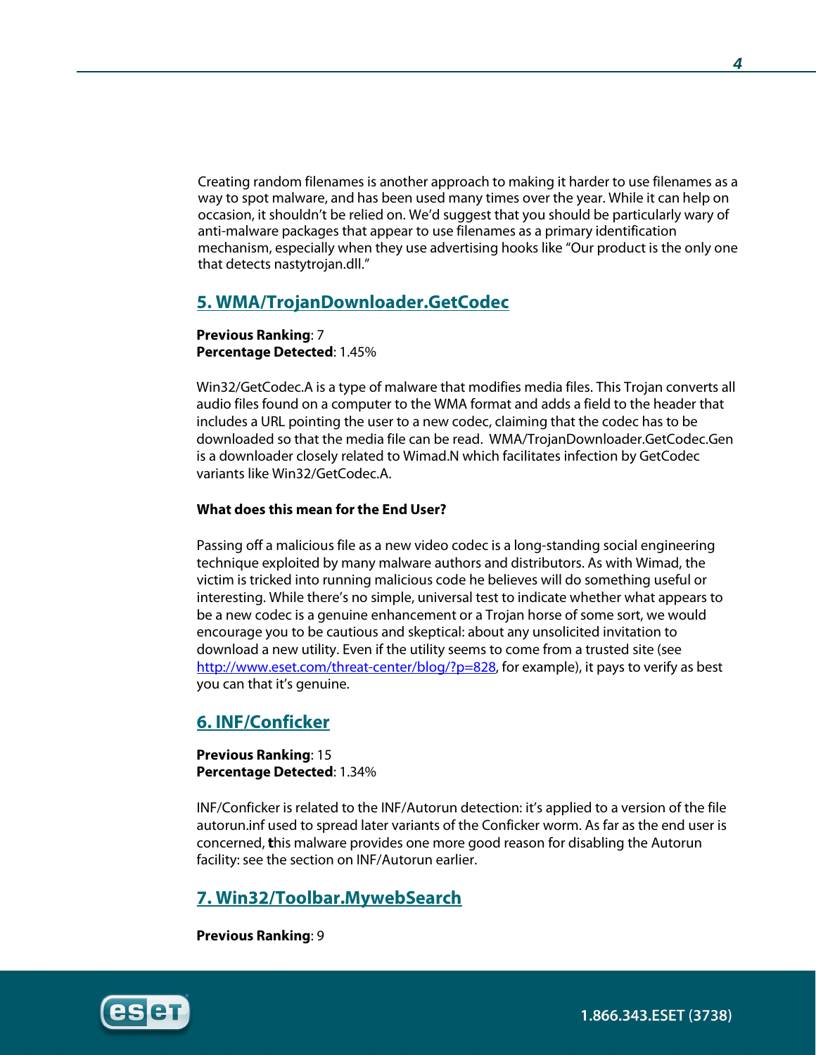Creating random filenames is another approach to making it harder to use filenames as a way to spot malware, and has been used many times over the year. While it can help on occasion, it shouldn't be relied on. We'd suggest that you should be particularly wary of anti-malware packages that appear to use filenames as a primary identification mechanism, especially when they use advertising hooks like "Our product is the only one that detects nastytrojan.dll."

## 5. WMA/TrojanDownloader.GetCodec

**Previous Ranking**: 7
**Percentage Detected**: 1.45%

Win32/GetCodec.A is a type of malware that modifies media files. This Trojan converts all audio files found on a computer to the WMA format and adds a field to the header that includes a URL pointing the user to a new codec, claiming that the codec has to be downloaded so that the media file can be read. WMA/TrojanDownloader.GetCodec.Gen is a downloader closely related to Wimad.N which facilitates infection by GetCodec variants like Win32/GetCodec.A.

**What does this mean for the End User?**

Passing off a malicious file as a new video codec is a long-standing social engineering technique exploited by many malware authors and distributors. As with Wimad, the victim is tricked into running malicious code he believes will do something useful or interesting. While there's no simple, universal test to indicate whether what appears to be a new codec is a genuine enhancement or a Trojan horse of some sort, we would encourage you to be cautious and skeptical: about any unsolicited invitation to download a new utility. Even if the utility seems to come from a trusted site (see http://www.eset.com/threat-center/blog/?p=828, for example), it pays to verify as best you can that it's genuine.

## 6. INF/Conficker

**Previous Ranking**: 15
**Percentage Detected**: 1.34%

INF/Conficker is related to the INF/Autorun detection: it's applied to a version of the file autorun.inf used to spread later variants of the Conficker worm. As far as the end user is concerned, this malware provides one more good reason for disabling the Autorun facility: see the section on INF/Autorun earlier.

## 7. Win32/Toolbar.MywebSearch

**Previous Ranking**: 9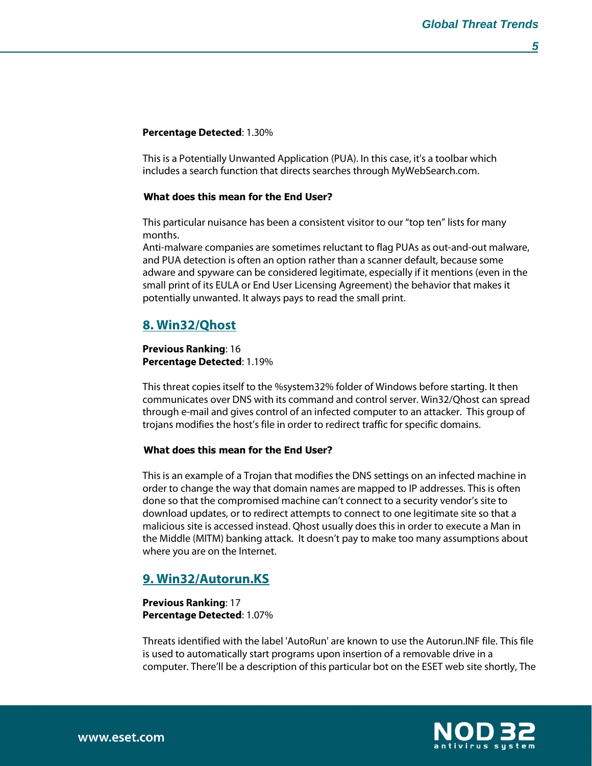**Percentage Detected**: 1.30%

This is a Potentially Unwanted Application (PUA). In this case, it's a toolbar which includes a search function that directs searches through MyWebSearch.com.

**What does this mean for the End User?**

This particular nuisance has been a consistent visitor to our "top ten" lists for many months.
Anti-malware companies are sometimes reluctant to flag PUAs as out-and-out malware, and PUA detection is often an option rather than a scanner default, because some adware and spyware can be considered legitimate, especially if it mentions (even in the small print of its EULA or End User Licensing Agreement) the behavior that makes it potentially unwanted. It always pays to read the small print.

## 8. Win32/Qhost

**Previous Ranking**: 16
**Percentage Detected**: 1.19%

This threat copies itself to the %system32% folder of Windows before starting. It then communicates over DNS with its command and control server. Win32/Qhost can spread through e-mail and gives control of an infected computer to an attacker. This group of trojans modifies the host's file in order to redirect traffic for specific domains.

**What does this mean for the End User?**

This is an example of a Trojan that modifies the DNS settings on an infected machine in order to change the way that domain names are mapped to IP addresses. This is often done so that the compromised machine can't connect to a security vendor's site to download updates, or to redirect attempts to connect to one legitimate site so that a malicious site is accessed instead. Qhost usually does this in order to execute a Man in the Middle (MITM) banking attack. It doesn't pay to make too many assumptions about where you are on the Internet.

## 9. Win32/Autorun.KS

**Previous Ranking**: 17
**Percentage Detected**: 1.07%

Threats identified with the label 'AutoRun' are known to use the Autorun.INF file. This file is used to automatically start programs upon insertion of a removable drive in a computer. There'll be a description of this particular bot on the ESET web site shortly, The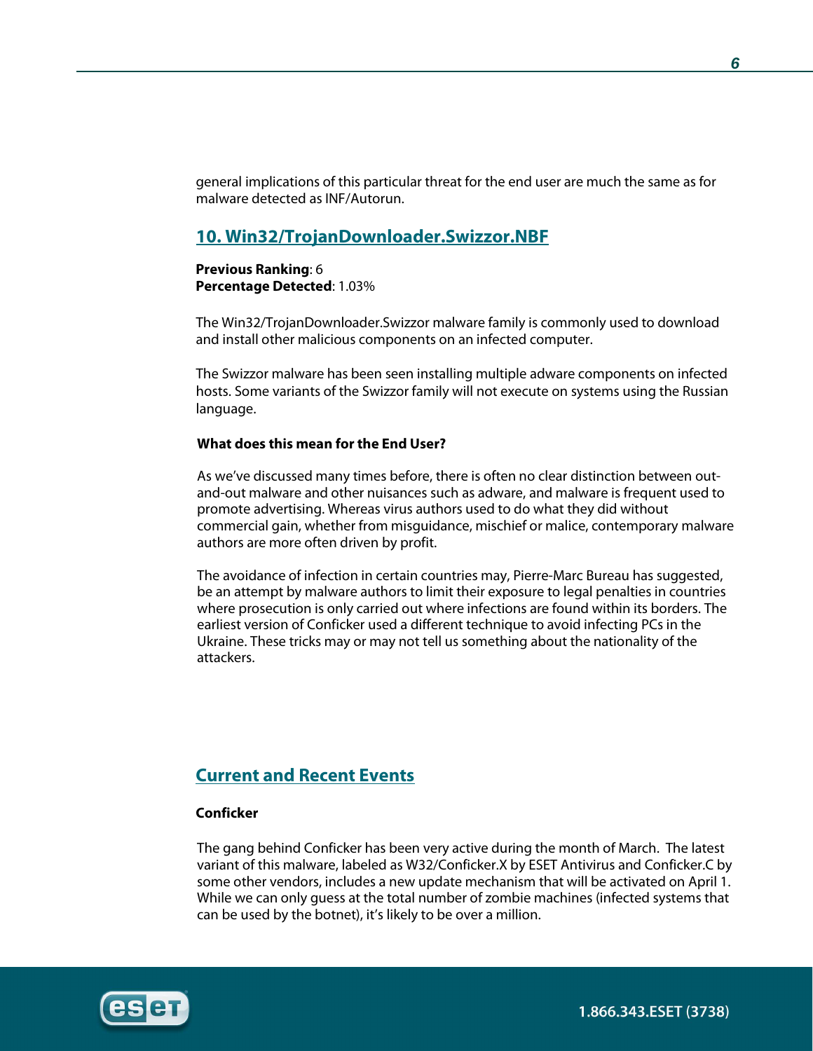general implications of this particular threat for the end user are much the same as for malware detected as INF/Autorun.

## 10. Win32/TrojanDownloader.Swizzor.NBF

**Previous Ranking**: 6
**Percentage Detected**: 1.03%

The Win32/TrojanDownloader.Swizzor malware family is commonly used to download and install other malicious components on an infected computer.

The Swizzor malware has been seen installing multiple adware components on infected hosts. Some variants of the Swizzor family will not execute on systems using the Russian language.

**What does this mean for the End User?**

As we've discussed many times before, there is often no clear distinction between out-and-out malware and other nuisances such as adware, and malware is frequent used to promote advertising. Whereas virus authors used to do what they did without commercial gain, whether from misguidance, mischief or malice, contemporary malware authors are more often driven by profit.

The avoidance of infection in certain countries may, Pierre-Marc Bureau has suggested, be an attempt by malware authors to limit their exposure to legal penalties in countries where prosecution is only carried out where infections are found within its borders. The earliest version of Conficker used a different technique to avoid infecting PCs in the Ukraine. These tricks may or may not tell us something about the nationality of the attackers.

## Current and Recent Events

**Conficker**

The gang behind Conficker has been very active during the month of March. The latest variant of this malware, labeled as W32/Conficker.X by ESET Antivirus and Conficker.C by some other vendors, includes a new update mechanism that will be activated on April 1. While we can only guess at the total number of zombie machines (infected systems that can be used by the botnet), it's likely to be over a million.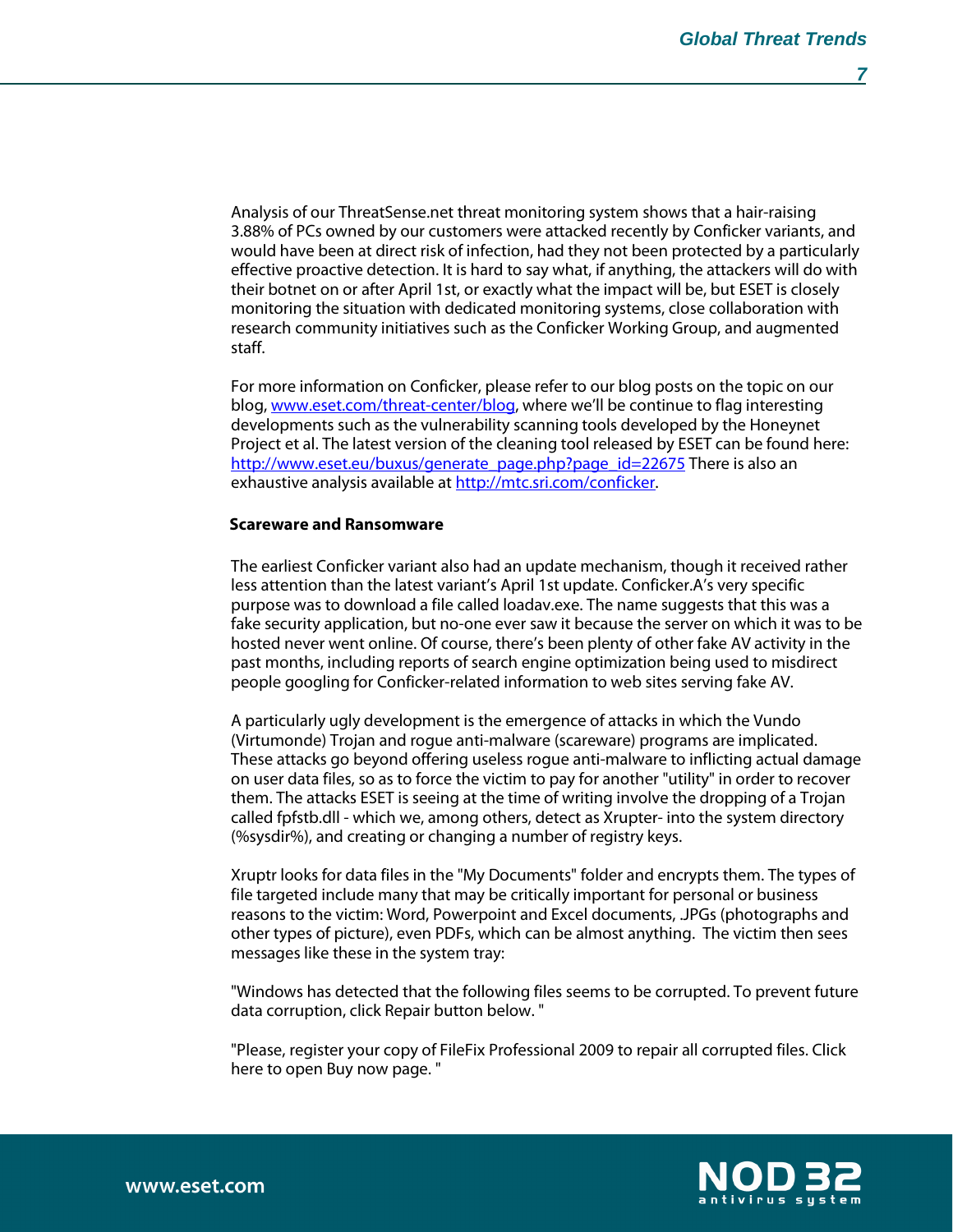Analysis of our ThreatSense.net threat monitoring system shows that a hair-raising 3.88% of PCs owned by our customers were attacked recently by Conficker variants, and would have been at direct risk of infection, had they not been protected by a particularly effective proactive detection. It is hard to say what, if anything, the attackers will do with their botnet on or after April 1st, or exactly what the impact will be, but ESET is closely monitoring the situation with dedicated monitoring systems, close collaboration with research community initiatives such as the Conficker Working Group, and augmented staff.

For more information on Conficker, please refer to our blog posts on the topic on our blog, [www.eset.com/threat-center/blog](www.eset.com/threat-center/blog), where we'll be continue to flag interesting developments such as the vulnerability scanning tools developed by the Honeynet Project et al. The latest version of the cleaning tool released by ESET can be found here: [http://www.eset.eu/buxus/generate_page.php?page_id=22675](http://www.eset.eu/buxus/generate_page.php?page_id=22675) There is also an exhaustive analysis available at [http://mtc.sri.com/conficker](http://mtc.sri.com/conficker).

**Scareware and Ransomware**

The earliest Conficker variant also had an update mechanism, though it received rather less attention than the latest variant's April 1st update. Conficker.A's very specific purpose was to download a file called loadav.exe. The name suggests that this was a fake security application, but no-one ever saw it because the server on which it was to be hosted never went online. Of course, there's been plenty of other fake AV activity in the past months, including reports of search engine optimization being used to misdirect people googling for Conficker-related information to web sites serving fake AV.

A particularly ugly development is the emergence of attacks in which the Vundo (Virtumonde) Trojan and rogue anti-malware (scareware) programs are implicated. These attacks go beyond offering useless rogue anti-malware to inflicting actual damage on user data files, so as to force the victim to pay for another "utility" in order to recover them. The attacks ESET is seeing at the time of writing involve the dropping of a Trojan called fpfstb.dll - which we, among others, detect as Xrupter- into the system directory (%sysdir%), and creating or changing a number of registry keys.

Xruptr looks for data files in the "My Documents" folder and encrypts them. The types of file targeted include many that may be critically important for personal or business reasons to the victim: Word, Powerpoint and Excel documents, .JPGs (photographs and other types of picture), even PDFs, which can be almost anything. The victim then sees messages like these in the system tray:

"Windows has detected that the following files seems to be corrupted. To prevent future data corruption, click Repair button below. "

"Please, register your copy of FileFix Professional 2009 to repair all corrupted files. Click here to open Buy now page. "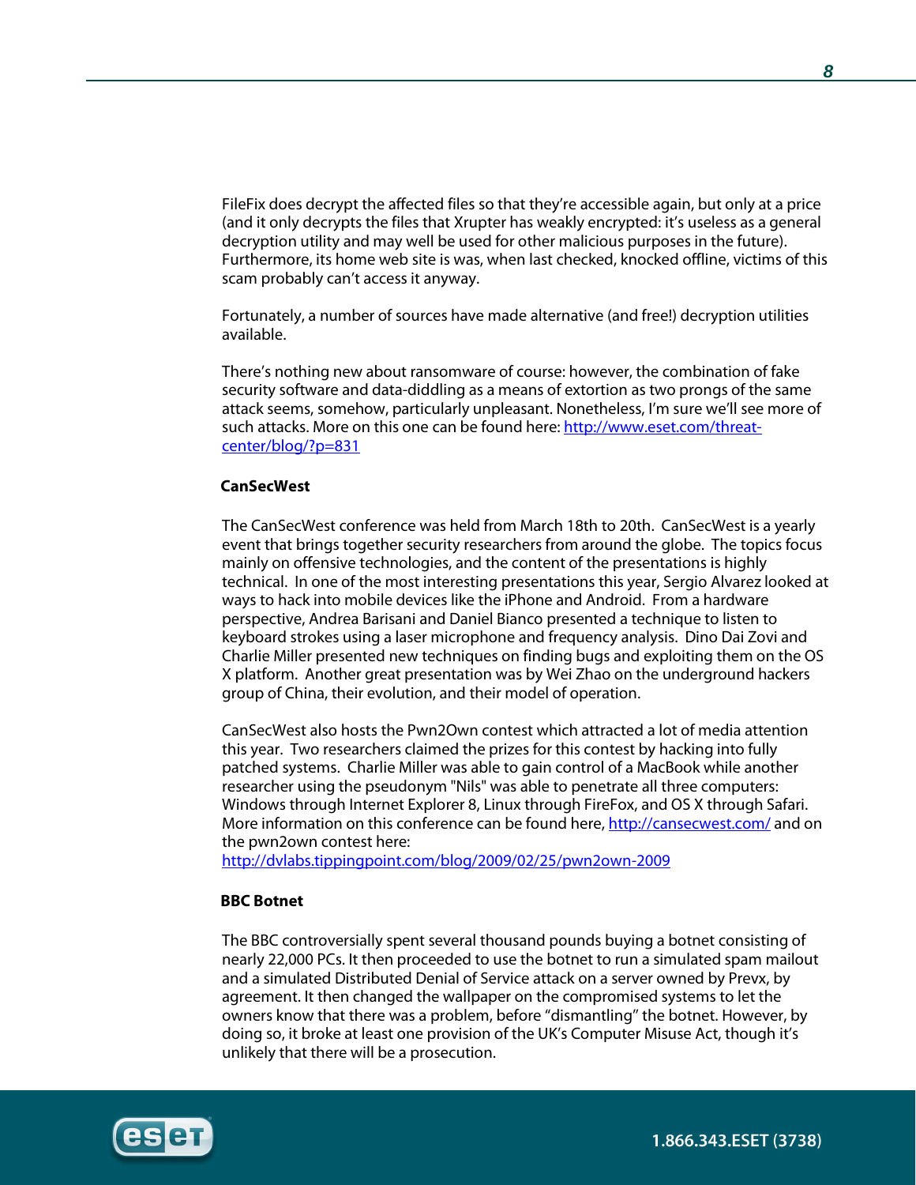FileFix does decrypt the affected files so that they're accessible again, but only at a price (and it only decrypts the files that Xrupter has weakly encrypted: it's useless as a general decryption utility and may well be used for other malicious purposes in the future). Furthermore, its home web site is was, when last checked, knocked offline, victims of this scam probably can't access it anyway.

Fortunately, a number of sources have made alternative (and free!) decryption utilities available.

There's nothing new about ransomware of course: however, the combination of fake security software and data-diddling as a means of extortion as two prongs of the same attack seems, somehow, particularly unpleasant. Nonetheless, I'm sure we'll see more of such attacks. More on this one can be found here: http://www.eset.com/threat-center/blog/?p=831

**CanSecWest**

The CanSecWest conference was held from March 18th to 20th. CanSecWest is a yearly event that brings together security researchers from around the globe. The topics focus mainly on offensive technologies, and the content of the presentations is highly technical. In one of the most interesting presentations this year, Sergio Alvarez looked at ways to hack into mobile devices like the iPhone and Android. From a hardware perspective, Andrea Barisani and Daniel Bianco presented a technique to listen to keyboard strokes using a laser microphone and frequency analysis. Dino Dai Zovi and Charlie Miller presented new techniques on finding bugs and exploiting them on the OS X platform. Another great presentation was by Wei Zhao on the underground hackers group of China, their evolution, and their model of operation.

CanSecWest also hosts the Pwn2Own contest which attracted a lot of media attention this year. Two researchers claimed the prizes for this contest by hacking into fully patched systems. Charlie Miller was able to gain control of a MacBook while another researcher using the pseudonym "Nils" was able to penetrate all three computers: Windows through Internet Explorer 8, Linux through FireFox, and OS X through Safari. More information on this conference can be found here, http://cansecwest.com/ and on the pwn2own contest here:
http://dvlabs.tippingpoint.com/blog/2009/02/25/pwn2own-2009

**BBC Botnet**

The BBC controversially spent several thousand pounds buying a botnet consisting of nearly 22,000 PCs. It then proceeded to use the botnet to run a simulated spam mailout and a simulated Distributed Denial of Service attack on a server owned by Prevx, by agreement. It then changed the wallpaper on the compromised systems to let the owners know that there was a problem, before "dismantling" the botnet. However, by doing so, it broke at least one provision of the UK's Computer Misuse Act, though it's unlikely that there will be a prosecution.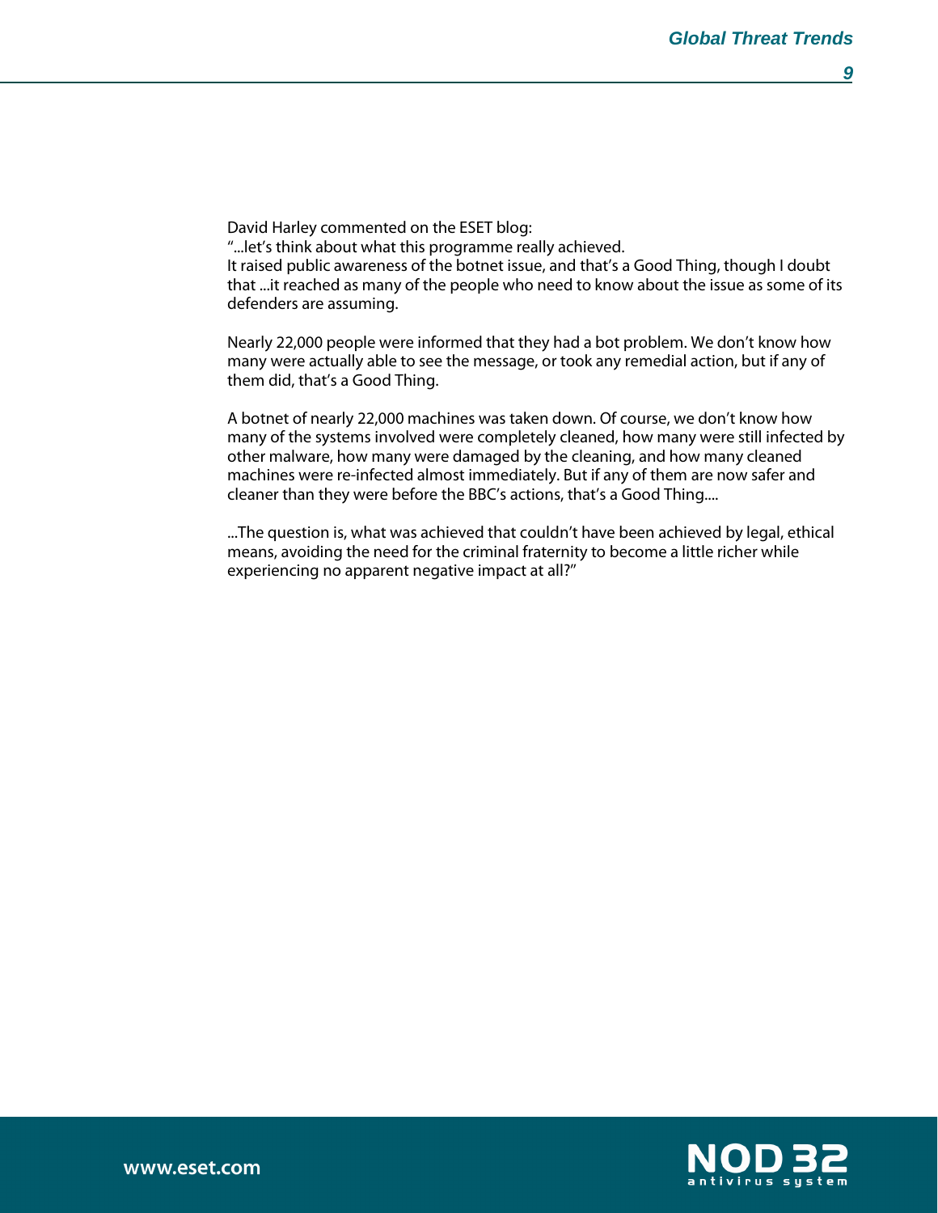David Harley commented on the ESET blog:

"...let's think about what this programme really achieved.
It raised public awareness of the botnet issue, and that's a Good Thing, though I doubt that ...it reached as many of the people who need to know about the issue as some of its defenders are assuming.

Nearly 22,000 people were informed that they had a bot problem. We don't know how many were actually able to see the message, or took any remedial action, but if any of them did, that's a Good Thing.

A botnet of nearly 22,000 machines was taken down. Of course, we don't know how many of the systems involved were completely cleaned, how many were still infected by other malware, how many were damaged by the cleaning, and how many cleaned machines were re-infected almost immediately. But if any of them are now safer and cleaner than they were before the BBC's actions, that's a Good Thing....

...The question is, what was achieved that couldn't have been achieved by legal, ethical means, avoiding the need for the criminal fraternity to become a little richer while experiencing no apparent negative impact at all?"